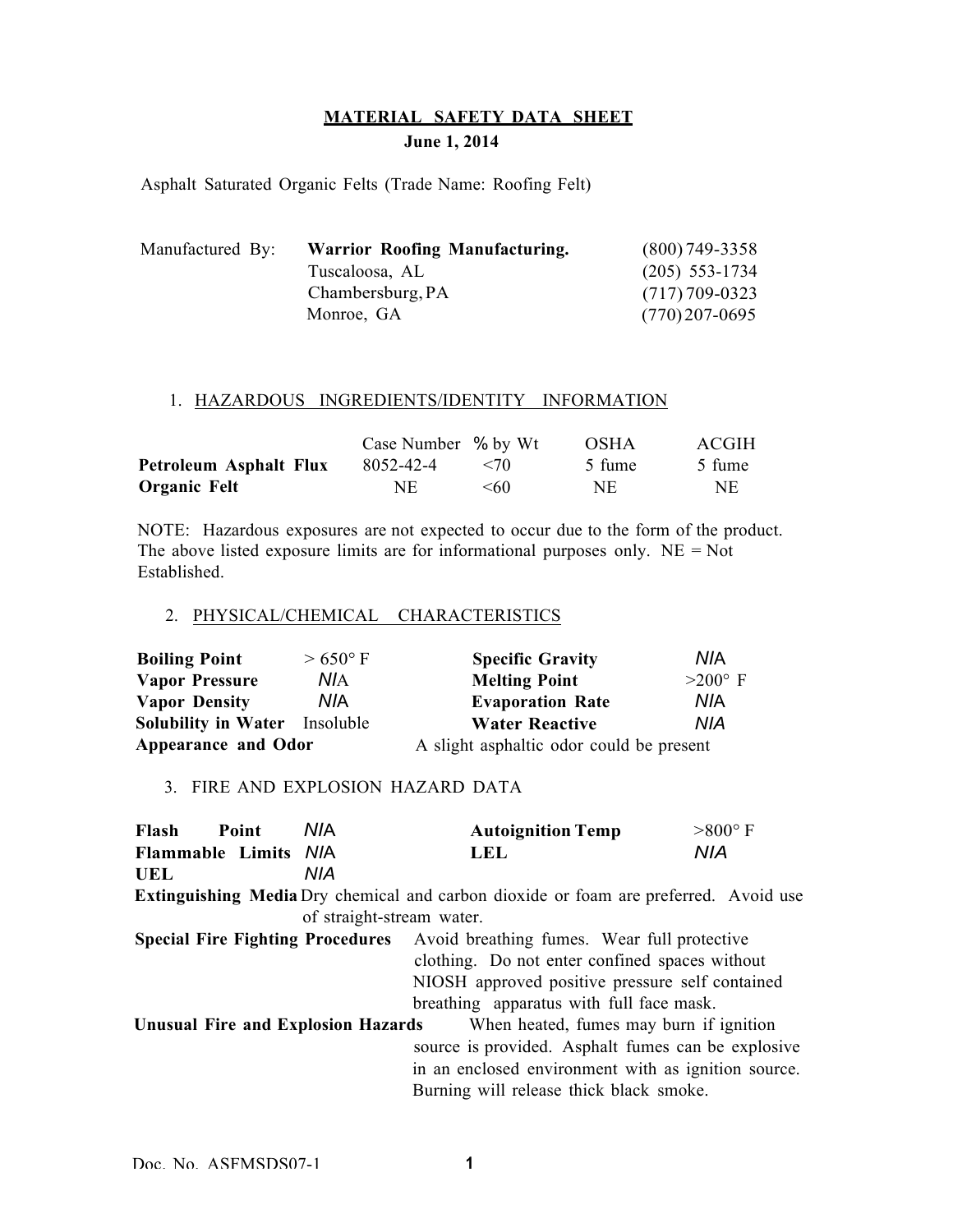# MATERIAL SAFETY DATA SHEET

**June 1, 2014**

Asphalt Saturated Organic Felts (Trade Name: Roofing Felt)

| Manufactured By: | **Warrior Roofing Manufacturing.** | (800) 749-3358 |
|---|---|---|
| | Tuscaloosa, AL | (205) 553-1734 |
| | Chambersburg, PA | (717) 709-0323 |
| | Monroe, GA | (770) 207-0695 |

## 1. HAZARDOUS INGREDIENTS/IDENTITY INFORMATION

| | Case Number | % by Wt | OSHA | ACGIH |
|---|---|---|---|---|
| **Petroleum Asphalt Flux** | 8052-42-4 | <70 | 5 fume | 5 fume |
| **Organic Felt** | NE | <60 | NE | NE |

NOTE: Hazardous exposures are not expected to occur due to the form of the product. The above listed exposure limits are for informational purposes only. NE = Not Established.

## 2. PHYSICAL/CHEMICAL CHARACTERISTICS

| | | | |
|---|---|---|---|
| **Boiling Point** | > 650° F | **Specific Gravity** | N/A |
| **Vapor Pressure** | N/A | **Melting Point** | >200° F |
| **Vapor Density** | N/A | **Evaporation Rate** | N/A |
| **Solubility in Water** | Insoluble | **Water Reactive** | N/A |

**Appearance and Odor** A slight asphaltic odor could be present

## 3. FIRE AND EXPLOSION HAZARD DATA

| | | | |
|---|---|---|---|
| **Flash Point** | N/A | **Autoignition Temp** | >800° F |
| **Flammable Limits** | N/A | **LEL** | N/A |
| **UEL** | N/A | | |

**Extinguishing Media** Dry chemical and carbon dioxide or foam are preferred. Avoid use of straight-stream water.

**Special Fire Fighting Procedures** Avoid breathing fumes. Wear full protective clothing. Do not enter confined spaces without NIOSH approved positive pressure self contained breathing apparatus with full face mask.

**Unusual Fire and Explosion Hazards** When heated, fumes may burn if ignition source is provided. Asphalt fumes can be explosive in an enclosed environment with as ignition source. Burning will release thick black smoke.

Doc. No. ASFMSDS07-1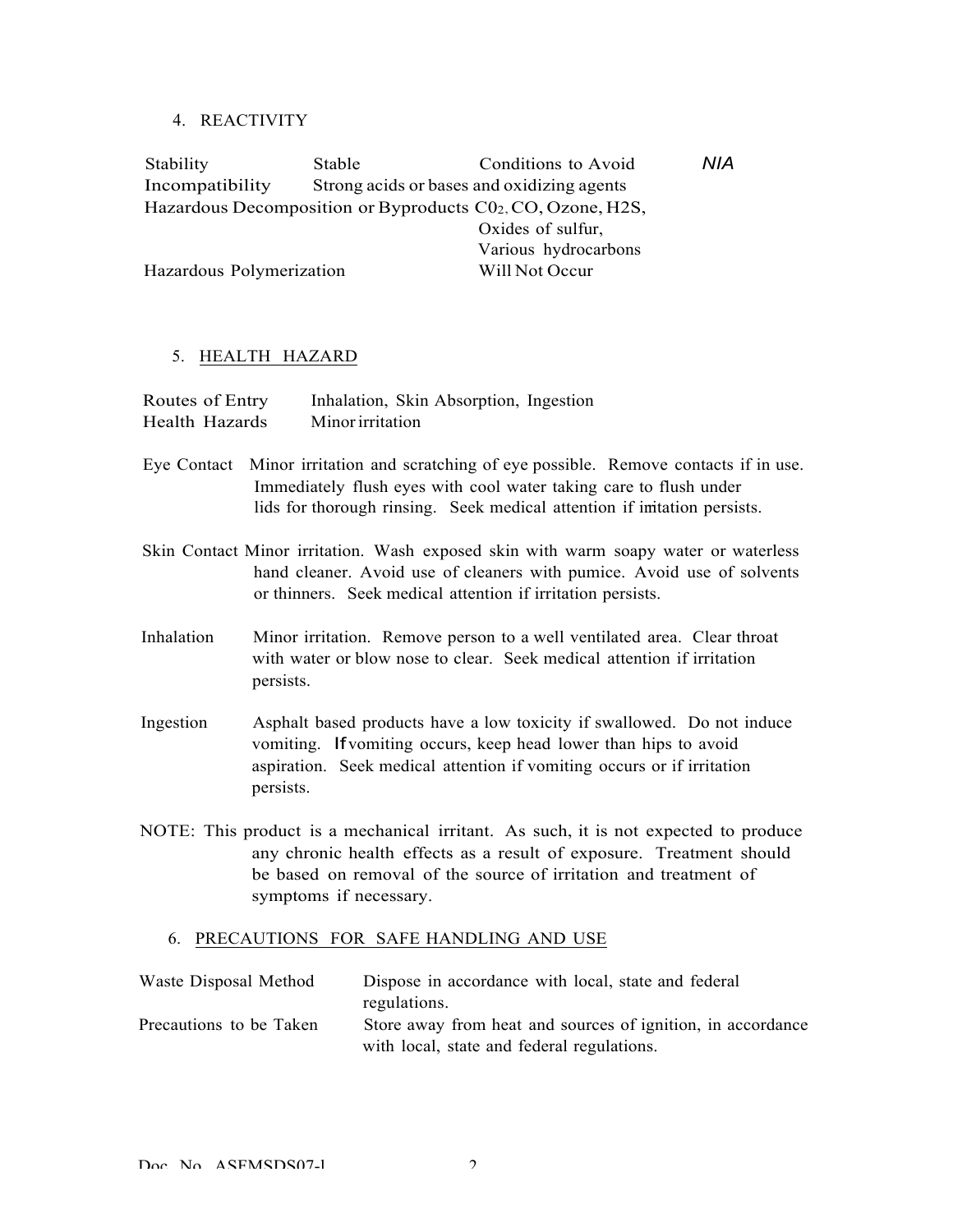## 4. REACTIVITY

| | | | |
|---|---|---|---|
| Stability | Stable | Conditions to Avoid | NIA |
| Incompatibility | Strong acids or bases and oxidizing agents | | |
| Hazardous Decomposition or Byproducts | | $CO_2$, CO, Ozone, H2S, Oxides of sulfur, Various hydrocarbons | |
| Hazardous Polymerization | | Will Not Occur | |

## 5. HEALTH HAZARD

Routes of Entry Inhalation, Skin Absorption, Ingestion
Health Hazards Minor irritation

Eye Contact Minor irritation and scratching of eye possible. Remove contacts if in use. Immediately flush eyes with cool water taking care to flush under lids for thorough rinsing. Seek medical attention if irritation persists.

Skin Contact Minor irritation. Wash exposed skin with warm soapy water or waterless hand cleaner. Avoid use of cleaners with pumice. Avoid use of solvents or thinners. Seek medical attention if irritation persists.

Inhalation Minor irritation. Remove person to a well ventilated area. Clear throat with water or blow nose to clear. Seek medical attention if irritation persists.

Ingestion Asphalt based products have a low toxicity if swallowed. Do not induce vomiting. If vomiting occurs, keep head lower than hips to avoid aspiration. Seek medical attention if vomiting occurs or if irritation persists.

NOTE: This product is a mechanical irritant. As such, it is not expected to produce any chronic health effects as a result of exposure. Treatment should be based on removal of the source of irritation and treatment of symptoms if necessary.

## 6. PRECAUTIONS FOR SAFE HANDLING AND USE

| | |
|---|---|
| Waste Disposal Method | Dispose in accordance with local, state and federal regulations. |
| Precautions to be Taken | Store away from heat and sources of ignition, in accordance with local, state and federal regulations. |

Doc. No. ASEMSDS07-l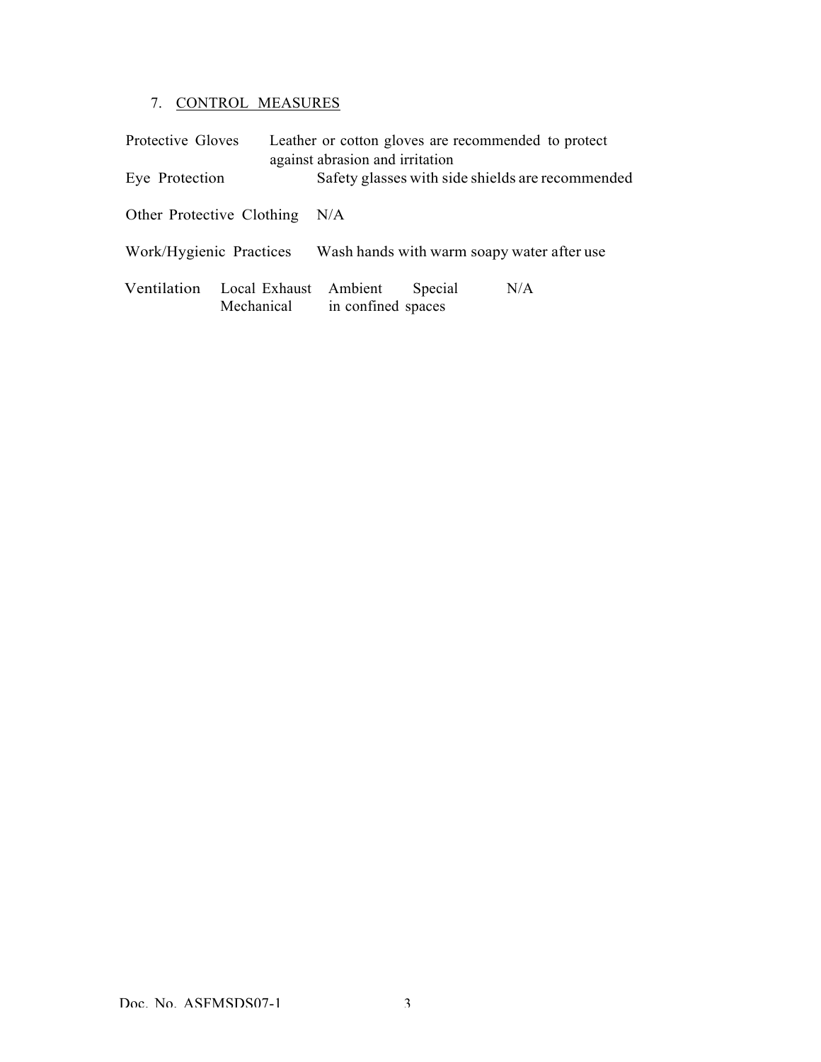## 7. CONTROL MEASURES

| | |
|---|---|
| Protective Gloves | Leather or cotton gloves are recommended to protect against abrasion and irritation |
| Eye Protection | Safety glasses with side shields are recommended |
| Other Protective Clothing | N/A |
| Work/Hygienic Practices | Wash hands with warm soapy water after use |

| | | | | |
|---|---|---|---|---|
| Ventilation | Local Exhaust Mechanical | Ambient in confined spaces | Special | N/A |

Doc. No. ASFMSDS07-1